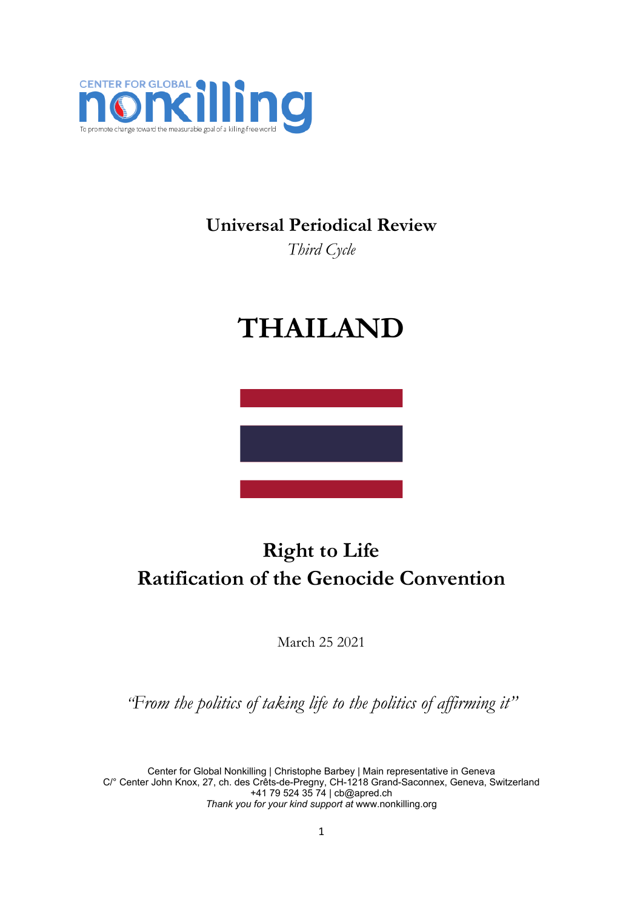CENTER FOR GLOBAL nonkilling

To promote change toward the measurable goal of a killing-free world

# Universal Periodical Review

*Third Cycle*

# THAILAND

## Right to Life
## Ratification of the Genocide Convention

March 25 2021

*"From the politics of taking life to the politics of affirming it"*

Center for Global Nonkilling | Christophe Barbey | Main representative in Geneva
C/° Center John Knox, 27, ch. des Crêts-de-Pregny, CH-1218 Grand-Saconnex, Geneva, Switzerland
+41 79 524 35 74 | cb@apred.ch
*Thank you for your kind support at* www.nonkilling.org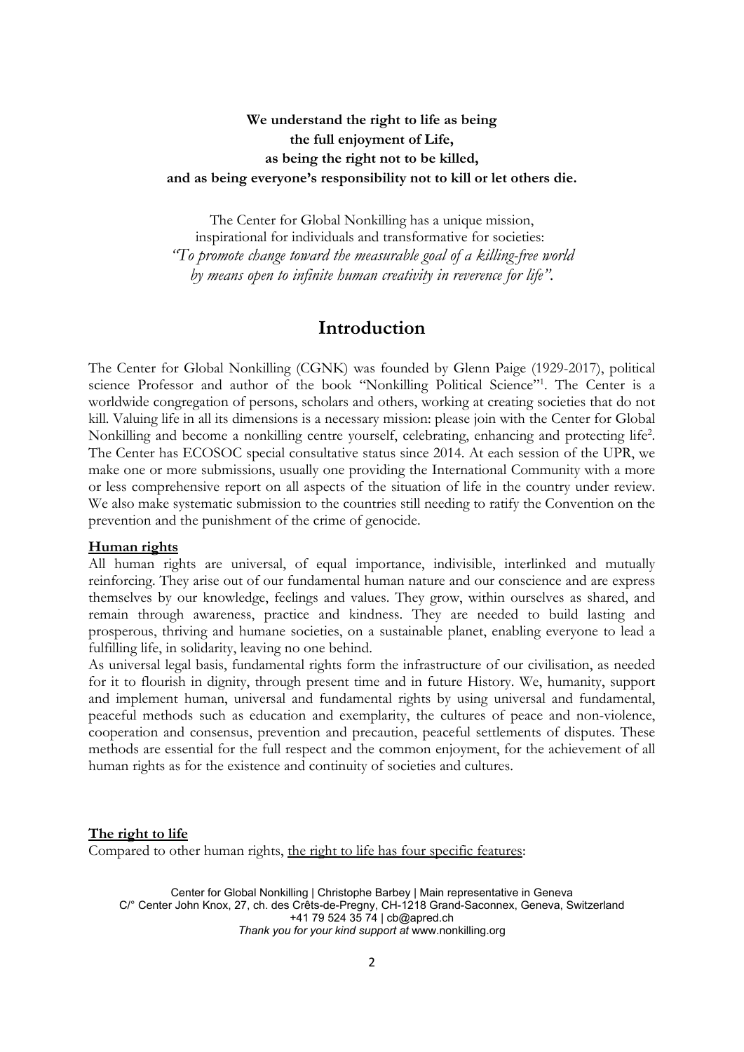**We understand the right to life as being**
**the full enjoyment of Life,**
**as being the right not to be killed,**
**and as being everyone's responsibility not to kill or let others die.**

The Center for Global Nonkilling has a unique mission,
inspirational for individuals and transformative for societies:
*"To promote change toward the measurable goal of a killing-free world by means open to infinite human creativity in reverence for life".*

## Introduction

The Center for Global Nonkilling (CGNK) was founded by Glenn Paige (1929-2017), political science Professor and author of the book "Nonkilling Political Science"[1]. The Center is a worldwide congregation of persons, scholars and others, working at creating societies that do not kill. Valuing life in all its dimensions is a necessary mission: please join with the Center for Global Nonkilling and become a nonkilling centre yourself, celebrating, enhancing and protecting life[2]. The Center has ECOSOC special consultative status since 2014. At each session of the UPR, we make one or more submissions, usually one providing the International Community with a more or less comprehensive report on all aspects of the situation of life in the country under review. We also make systematic submission to the countries still needing to ratify the Convention on the prevention and the punishment of the crime of genocide.

**Human rights**

All human rights are universal, of equal importance, indivisible, interlinked and mutually reinforcing. They arise out of our fundamental human nature and our conscience and are express themselves by our knowledge, feelings and values. They grow, within ourselves as shared, and remain through awareness, practice and kindness. They are needed to build lasting and prosperous, thriving and humane societies, on a sustainable planet, enabling everyone to lead a fulfilling life, in solidarity, leaving no one behind.

As universal legal basis, fundamental rights form the infrastructure of our civilisation, as needed for it to flourish in dignity, through present time and in future History. We, humanity, support and implement human, universal and fundamental rights by using universal and fundamental, peaceful methods such as education and exemplarity, the cultures of peace and non-violence, cooperation and consensus, prevention and precaution, peaceful settlements of disputes. These methods are essential for the full respect and the common enjoyment, for the achievement of all human rights as for the existence and continuity of societies and cultures.

**The right to life**

Compared to other human rights, the right to life has four specific features:

Center for Global Nonkilling | Christophe Barbey | Main representative in Geneva
C/° Center John Knox, 27, ch. des Crêts-de-Pregny, CH-1218 Grand-Saconnex, Geneva, Switzerland
+41 79 524 35 74 | cb@apred.ch
*Thank you for your kind support at* www.nonkilling.org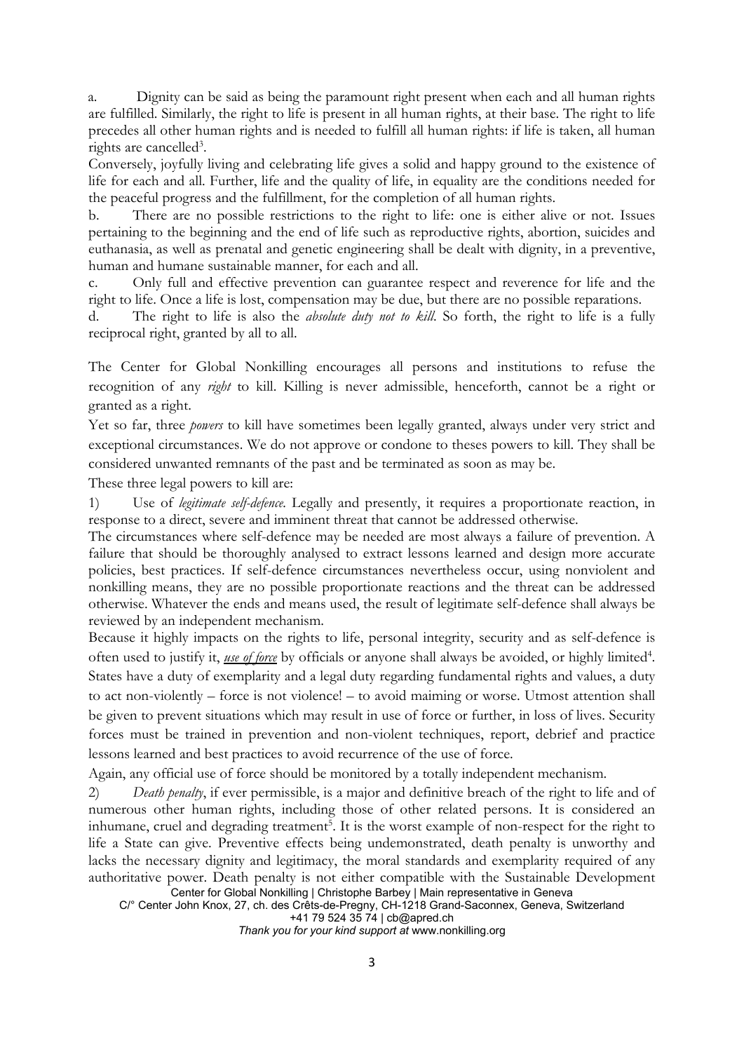a. Dignity can be said as being the paramount right present when each and all human rights are fulfilled. Similarly, the right to life is present in all human rights, at their base. The right to life precedes all other human rights and is needed to fulfill all human rights: if life is taken, all human rights are cancelled[3].

Conversely, joyfully living and celebrating life gives a solid and happy ground to the existence of life for each and all. Further, life and the quality of life, in equality are the conditions needed for the peaceful progress and the fulfillment, for the completion of all human rights.

b. There are no possible restrictions to the right to life: one is either alive or not. Issues pertaining to the beginning and the end of life such as reproductive rights, abortion, suicides and euthanasia, as well as prenatal and genetic engineering shall be dealt with dignity, in a preventive, human and humane sustainable manner, for each and all.

c. Only full and effective prevention can guarantee respect and reverence for life and the right to life. Once a life is lost, compensation may be due, but there are no possible reparations.

d. The right to life is also the *absolute duty not to kill*. So forth, the right to life is a fully reciprocal right, granted by all to all.

The Center for Global Nonkilling encourages all persons and institutions to refuse the recognition of any *right* to kill. Killing is never admissible, henceforth, cannot be a right or granted as a right.

Yet so far, three *powers* to kill have sometimes been legally granted, always under very strict and exceptional circumstances. We do not approve or condone to theses powers to kill. They shall be considered unwanted remnants of the past and be terminated as soon as may be.

These three legal powers to kill are:

1) Use of *legitimate self-defence*. Legally and presently, it requires a proportionate reaction, in response to a direct, severe and imminent threat that cannot be addressed otherwise.

The circumstances where self-defence may be needed are most always a failure of prevention. A failure that should be thoroughly analysed to extract lessons learned and design more accurate policies, best practices. If self-defence circumstances nevertheless occur, using nonviolent and nonkilling means, they are no possible proportionate reactions and the threat can be addressed otherwise. Whatever the ends and means used, the result of legitimate self-defence shall always be reviewed by an independent mechanism.

Because it highly impacts on the rights to life, personal integrity, security and as self-defence is often used to justify it, ***use of force*** by officials or anyone shall always be avoided, or highly limited[4]. States have a duty of exemplarity and a legal duty regarding fundamental rights and values, a duty to act non-violently – force is not violence! – to avoid maiming or worse. Utmost attention shall be given to prevent situations which may result in use of force or further, in loss of lives. Security forces must be trained in prevention and non-violent techniques, report, debrief and practice lessons learned and best practices to avoid recurrence of the use of force.

Again, any official use of force should be monitored by a totally independent mechanism.

2) *Death penalty*, if ever permissible, is a major and definitive breach of the right to life and of numerous other human rights, including those of other related persons. It is considered an inhumane, cruel and degrading treatment[5]. It is the worst example of non-respect for the right to life a State can give. Preventive effects being undemonstrated, death penalty is unworthy and lacks the necessary dignity and legitimacy, the moral standards and exemplarity required of any authoritative power. Death penalty is not either compatible with the Sustainable Development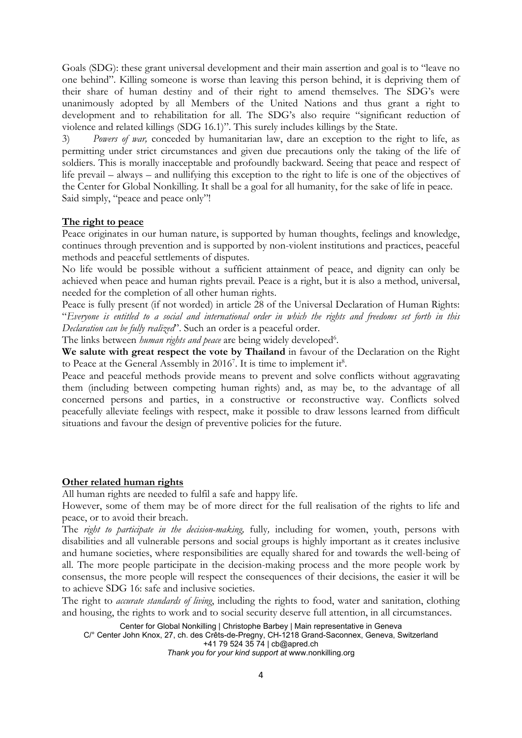Goals (SDG): these grant universal development and their main assertion and goal is to "leave no one behind". Killing someone is worse than leaving this person behind, it is depriving them of their share of human destiny and of their right to amend themselves. The SDG's were unanimously adopted by all Members of the United Nations and thus grant a right to development and to rehabilitation for all. The SDG's also require "significant reduction of violence and related killings (SDG 16.1)". This surely includes killings by the State.

3) *Powers of war,* conceded by humanitarian law, dare an exception to the right to life, as permitting under strict circumstances and given due precautions only the taking of the life of soldiers. This is morally inacceptable and profoundly backward. Seeing that peace and respect of life prevail – always – and nullifying this exception to the right to life is one of the objectives of the Center for Global Nonkilling. It shall be a goal for all humanity, for the sake of life in peace. Said simply, "peace and peace only"!

**The right to peace**

Peace originates in our human nature, is supported by human thoughts, feelings and knowledge, continues through prevention and is supported by non-violent institutions and practices, peaceful methods and peaceful settlements of disputes.

No life would be possible without a sufficient attainment of peace, and dignity can only be achieved when peace and human rights prevail. Peace is a right, but it is also a method, universal, needed for the completion of all other human rights.

Peace is fully present (if not worded) in article 28 of the Universal Declaration of Human Rights: "*Everyone is entitled to a social and international order in which the rights and freedoms set forth in this Declaration can be fully realized*". Such an order is a peaceful order.

The links between *human rights and peace* are being widely developed[6].

**We salute with great respect the vote by Thailand** in favour of the Declaration on the Right to Peace at the General Assembly in 2016[7]. It is time to implement it[8].

Peace and peaceful methods provide means to prevent and solve conflicts without aggravating them (including between competing human rights) and, as may be, to the advantage of all concerned persons and parties, in a constructive or reconstructive way. Conflicts solved peacefully alleviate feelings with respect, make it possible to draw lessons learned from difficult situations and favour the design of preventive policies for the future.

**Other related human rights**

All human rights are needed to fulfil a safe and happy life.

However, some of them may be of more direct for the full realisation of the rights to life and peace, or to avoid their breach.

The *right to participate in the decision-making,* fully*,* including for women, youth, persons with disabilities and all vulnerable persons and social groups is highly important as it creates inclusive and humane societies, where responsibilities are equally shared for and towards the well-being of all. The more people participate in the decision-making process and the more people work by consensus, the more people will respect the consequences of their decisions, the easier it will be to achieve SDG 16: safe and inclusive societies.

The right to *accurate standards of living*, including the rights to food, water and sanitation, clothing and housing, the rights to work and to social security deserve full attention, in all circumstances.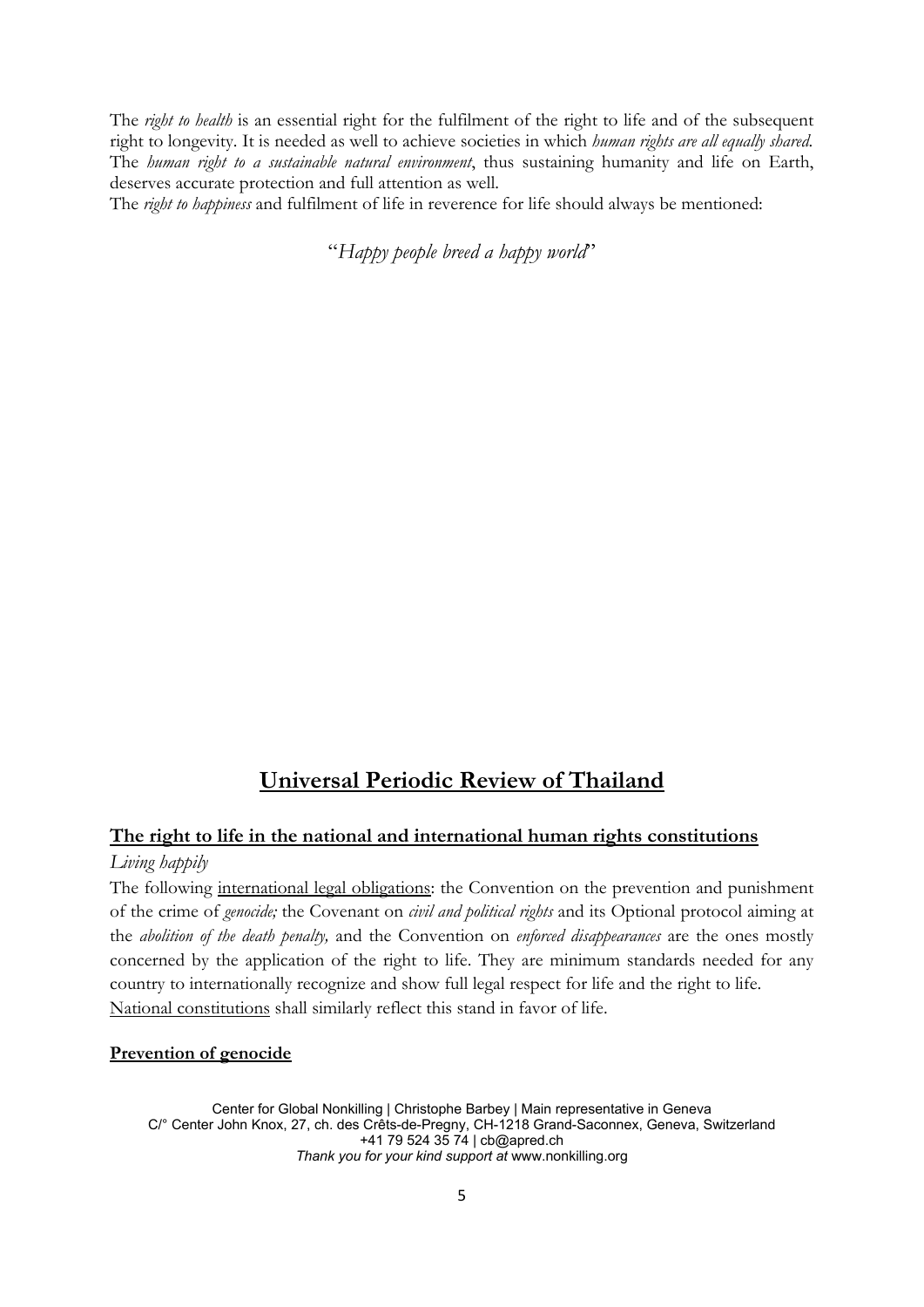The *right to health* is an essential right for the fulfilment of the right to life and of the subsequent right to longevity. It is needed as well to achieve societies in which *human rights are all equally shared*. The *human right to a sustainable natural environment*, thus sustaining humanity and life on Earth, deserves accurate protection and full attention as well.

The *right to happiness* and fulfilment of life in reverence for life should always be mentioned:

"*Happy people breed a happy world*"

## Universal Periodic Review of Thailand

### The right to life in the national and international human rights constitutions

*Living happily*

The following international legal obligations: the Convention on the prevention and punishment of the crime of *genocide;* the Covenant on *civil and political rights* and its Optional protocol aiming at the *abolition of the death penalty,* and the Convention on *enforced disappearances* are the ones mostly concerned by the application of the right to life. They are minimum standards needed for any country to internationally recognize and show full legal respect for life and the right to life.

National constitutions shall similarly reflect this stand in favor of life.

### Prevention of genocide

Center for Global Nonkilling | Christophe Barbey | Main representative in Geneva
C/° Center John Knox, 27, ch. des Crêts-de-Pregny, CH-1218 Grand-Saconnex, Geneva, Switzerland
+41 79 524 35 74 | cb@apred.ch
*Thank you for your kind support at* www.nonkilling.org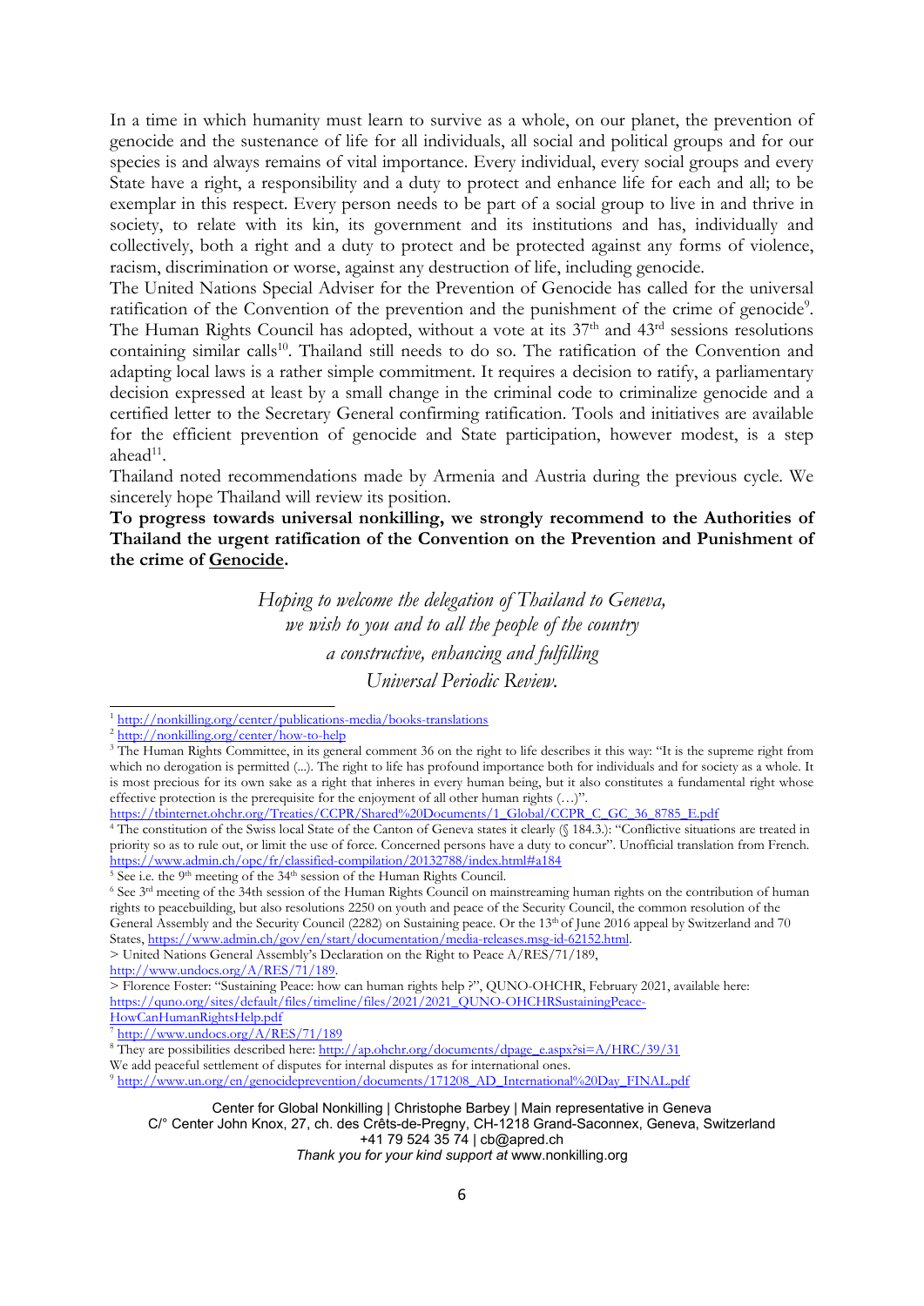In a time in which humanity must learn to survive as a whole, on our planet, the prevention of genocide and the sustenance of life for all individuals, all social and political groups and for our species is and always remains of vital importance. Every individual, every social groups and every State have a right, a responsibility and a duty to protect and enhance life for each and all; to be exemplar in this respect. Every person needs to be part of a social group to live in and thrive in society, to relate with its kin, its government and its institutions and has, individually and collectively, both a right and a duty to protect and be protected against any forms of violence, racism, discrimination or worse, against any destruction of life, including genocide.

The United Nations Special Adviser for the Prevention of Genocide has called for the universal ratification of the Convention of the prevention and the punishment of the crime of genocide[9]. The Human Rights Council has adopted, without a vote at its 37th and 43rd sessions resolutions containing similar calls[10]. Thailand still needs to do so. The ratification of the Convention and adapting local laws is a rather simple commitment. It requires a decision to ratify, a parliamentary decision expressed at least by a small change in the criminal code to criminalize genocide and a certified letter to the Secretary General confirming ratification. Tools and initiatives are available for the efficient prevention of genocide and State participation, however modest, is a step ahead[11].

Thailand noted recommendations made by Armenia and Austria during the previous cycle. We sincerely hope Thailand will review its position.

**To progress towards universal nonkilling, we strongly recommend to the Authorities of Thailand the urgent ratification of the Convention on the Prevention and Punishment of the crime of Genocide.**

*Hoping to welcome the delegation of Thailand to Geneva,*
*we wish to you and to all the people of the country*
*a constructive, enhancing and fulfilling*
*Universal Periodic Review.*

---

[1] http://nonkilling.org/center/publications-media/books-translations

[2] http://nonkilling.org/center/how-to-help

[3] The Human Rights Committee, in its general comment 36 on the right to life describes it this way: "It is the supreme right from which no derogation is permitted (...). The right to life has profound importance both for individuals and for society as a whole. It is most precious for its own sake as a right that inheres in every human being, but it also constitutes a fundamental right whose effective protection is the prerequisite for the enjoyment of all other human rights (…)". https://tbinternet.ohchr.org/Treaties/CCPR/Shared%20Documents/1_Global/CCPR_C_GC_36_8785_E.pdf

[4] The constitution of the Swiss local State of the Canton of Geneva states it clearly (§ 184.3.): "Conflictive situations are treated in priority so as to rule out, or limit the use of force. Concerned persons have a duty to concur". Unofficial translation from French. https://www.admin.ch/opc/fr/classified-compilation/20132788/index.html#a184

[5] See i.e. the 9th meeting of the 34th session of the Human Rights Council.

[6] See 3rd meeting of the 34th session of the Human Rights Council on mainstreaming human rights on the contribution of human rights to peacebuilding, but also resolutions 2250 on youth and peace of the Security Council, the common resolution of the General Assembly and the Security Council (2282) on Sustaining peace. Or the 13th of June 2016 appeal by Switzerland and 70 States, https://www.admin.ch/gov/en/start/documentation/media-releases.msg-id-62152.html.

> United Nations General Assembly's Declaration on the Right to Peace A/RES/71/189, http://www.undocs.org/A/RES/71/189.

> Florence Foster: "Sustaining Peace: how can human rights help ?", QUNO-OHCHR, February 2021, available here: https://quno.org/sites/default/files/timeline/files/2021/2021_QUNO-OHCHRSustainingPeace-HowCanHumanRightsHelp.pdf

[7] http://www.undocs.org/A/RES/71/189

[8] They are possibilities described here: http://ap.ohchr.org/documents/dpage_e.aspx?si=A/HRC/39/31

We add peaceful settlement of disputes for internal disputes as for international ones.

[9] http://www.un.org/en/genocideprevention/documents/171208_AD_International%20Day_FINAL.pdf

Center for Global Nonkilling | Christophe Barbey | Main representative in Geneva
C/° Center John Knox, 27, ch. des Crêts-de-Pregny, CH-1218 Grand-Saconnex, Geneva, Switzerland
+41 79 524 35 74 | cb@apred.ch
*Thank you for your kind support at* www.nonkilling.org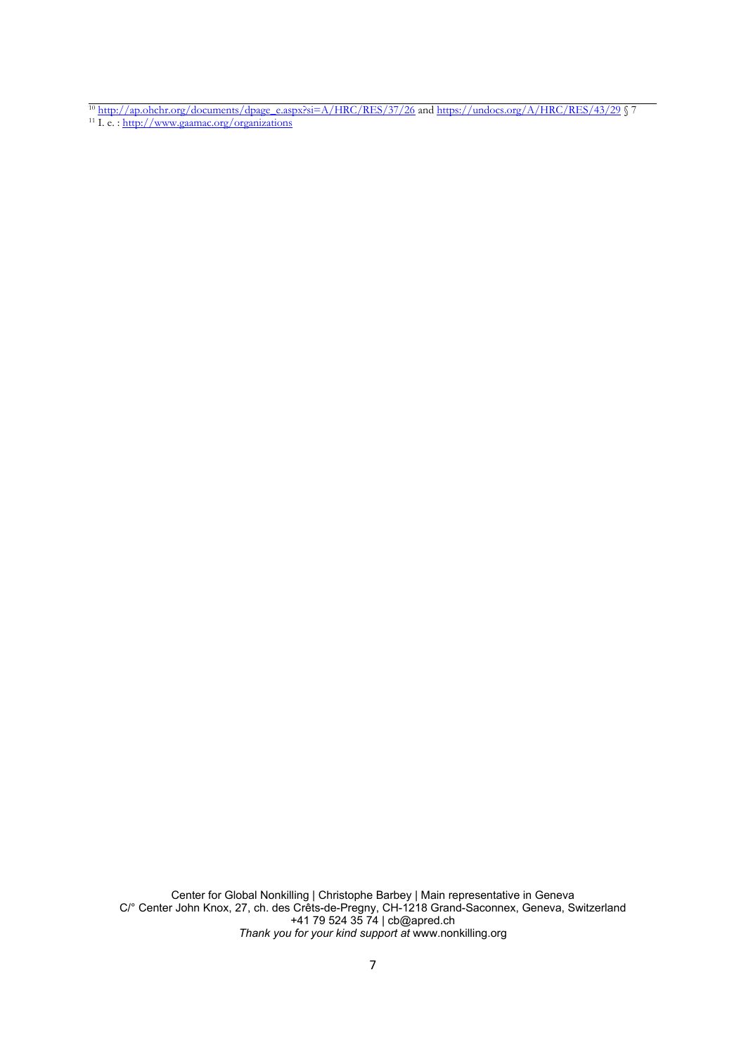[10] http://ap.ohchr.org/documents/dpage_e.aspx?si=A/HRC/RES/37/26 and https://undocs.org/A/HRC/RES/43/29 § 7

[11] I. e. : http://www.gaamac.org/organizations

Center for Global Nonkilling | Christophe Barbey | Main representative in Geneva
C/° Center John Knox, 27, ch. des Crêts-de-Pregny, CH-1218 Grand-Saconnex, Geneva, Switzerland
+41 79 524 35 74 | cb@apred.ch
*Thank you for your kind support at* www.nonkilling.org